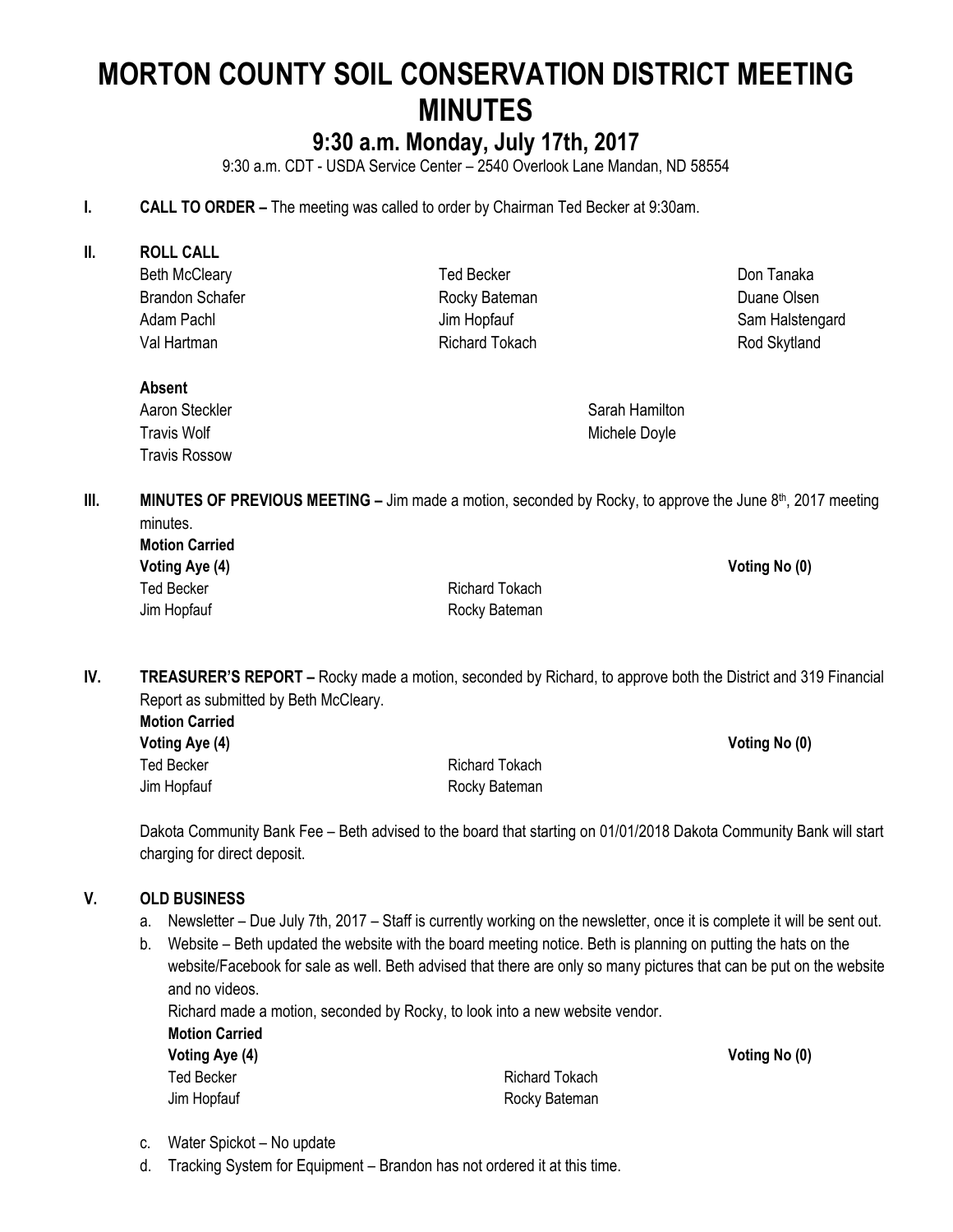# MORTON COUNTY SOIL CONSERVATION DISTRICT MEETING MINUTES

## 9:30 a.m. Monday, July 17th, 2017

9:30 a.m. CDT - USDA Service Center – 2540 Overlook Lane Mandan, ND 58554

**I. CALL TO ORDER –** The meeting was called to order by Chairman Ted Becker at 9:30am.

**II. ROLL CALL**

| | | |
|---|---|---|
| Beth McCleary | Ted Becker | Don Tanaka |
| Brandon Schafer | Rocky Bateman | Duane Olsen |
| Adam Pachl | Jim Hopfauf | Sam Halstengard |
| Val Hartman | Richard Tokach | Rod Skytland |

**Absent**

| | |
|---|---|
| Aaron Steckler | Sarah Hamilton |
| Travis Wolf | Michele Doyle |
| Travis Rossow | |

**III. MINUTES OF PREVIOUS MEETING –** Jim made a motion, seconded by Rocky, to approve the June 8th, 2017 meeting minutes.

**Motion Carried**

**Voting Aye (4)** **Voting No (0)**

Ted Becker, Richard Tokach
Jim Hopfauf, Rocky Bateman

**IV. TREASURER'S REPORT –** Rocky made a motion, seconded by Richard, to approve both the District and 319 Financial Report as submitted by Beth McCleary.

**Motion Carried**

**Voting Aye (4)** **Voting No (0)**

Ted Becker, Richard Tokach
Jim Hopfauf, Rocky Bateman

Dakota Community Bank Fee – Beth advised to the board that starting on 01/01/2018 Dakota Community Bank will start charging for direct deposit.

**V. OLD BUSINESS**

a. Newsletter – Due July 7th, 2017 – Staff is currently working on the newsletter, once it is complete it will be sent out.

b. Website – Beth updated the website with the board meeting notice. Beth is planning on putting the hats on the website/Facebook for sale as well. Beth advised that there are only so many pictures that can be put on the website and no videos.

   Richard made a motion, seconded by Rocky, to look into a new website vendor.

   **Motion Carried**

   **Voting Aye (4)** **Voting No (0)**

   Ted Becker, Richard Tokach
   Jim Hopfauf, Rocky Bateman

c. Water Spickot – No update

d. Tracking System for Equipment – Brandon has not ordered it at this time.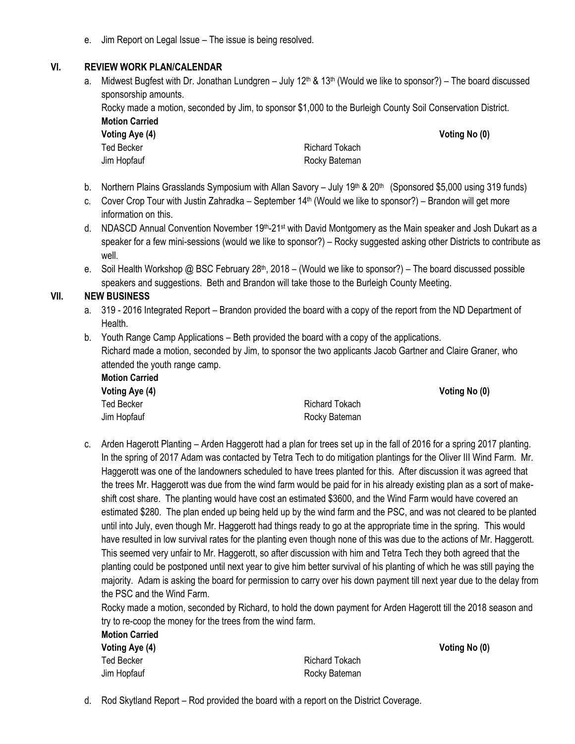e. Jim Report on Legal Issue – The issue is being resolved.

## VI. REVIEW WORK PLAN/CALENDAR

a. Midwest Bugfest with Dr. Jonathan Lundgren – July 12th & 13th (Would we like to sponsor?) – The board discussed sponsorship amounts.

Rocky made a motion, seconded by Jim, to sponsor $1,000 to the Burleigh County Soil Conservation District.

**Motion Carried**

| **Voting Aye (4)** | | **Voting No (0)** |
|---|---|---|
| Ted Becker | Richard Tokach | |
| Jim Hopfauf | Rocky Bateman | |

b. Northern Plains Grasslands Symposium with Allan Savory – July 19th & 20th (Sponsored $5,000 using 319 funds)

c. Cover Crop Tour with Justin Zahradka – September 14th (Would we like to sponsor?) – Brandon will get more information on this.

d. NDASCD Annual Convention November 19th-21st with David Montgomery as the Main speaker and Josh Dukart as a speaker for a few mini-sessions (would we like to sponsor?) – Rocky suggested asking other Districts to contribute as well.

e. Soil Health Workshop @ BSC February 28th, 2018 – (Would we like to sponsor?) – The board discussed possible speakers and suggestions. Beth and Brandon will take those to the Burleigh County Meeting.

## VII. NEW BUSINESS

a. 319 - 2016 Integrated Report – Brandon provided the board with a copy of the report from the ND Department of Health.

b. Youth Range Camp Applications – Beth provided the board with a copy of the applications.

Richard made a motion, seconded by Jim, to sponsor the two applicants Jacob Gartner and Claire Graner, who attended the youth range camp.

**Motion Carried**

| **Voting Aye (4)** | | **Voting No (0)** |
|---|---|---|
| Ted Becker | Richard Tokach | |
| Jim Hopfauf | Rocky Bateman | |

c. Arden Hagerott Planting – Arden Haggerott had a plan for trees set up in the fall of 2016 for a spring 2017 planting. In the spring of 2017 Adam was contacted by Tetra Tech to do mitigation plantings for the Oliver III Wind Farm. Mr. Haggerott was one of the landowners scheduled to have trees planted for this. After discussion it was agreed that the trees Mr. Haggerott was due from the wind farm would be paid for in his already existing plan as a sort of make-shift cost share. The planting would have cost an estimated $3600, and the Wind Farm would have covered an estimated $280. The plan ended up being held up by the wind farm and the PSC, and was not cleared to be planted until into July, even though Mr. Haggerott had things ready to go at the appropriate time in the spring. This would have resulted in low survival rates for the planting even though none of this was due to the actions of Mr. Haggerott. This seemed very unfair to Mr. Haggerott, so after discussion with him and Tetra Tech they both agreed that the planting could be postponed until next year to give him better survival of his planting of which he was still paying the majority. Adam is asking the board for permission to carry over his down payment till next year due to the delay from the PSC and the Wind Farm.

Rocky made a motion, seconded by Richard, to hold the down payment for Arden Hagerott till the 2018 season and try to re-coop the money for the trees from the wind farm.

**Motion Carried**

| **Voting Aye (4)** | | **Voting No (0)** |
|---|---|---|
| Ted Becker | Richard Tokach | |
| Jim Hopfauf | Rocky Bateman | |

d. Rod Skytland Report – Rod provided the board with a report on the District Coverage.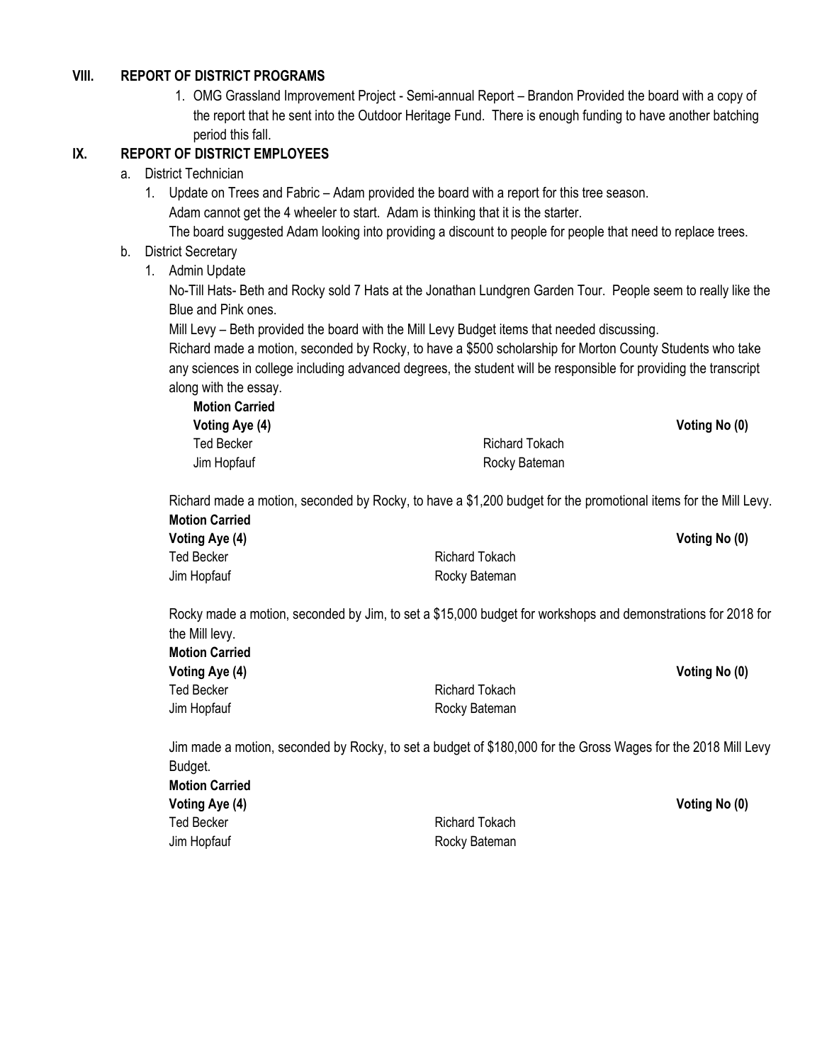## VIII. REPORT OF DISTRICT PROGRAMS

1. OMG Grassland Improvement Project - Semi-annual Report – Brandon Provided the board with a copy of the report that he sent into the Outdoor Heritage Fund. There is enough funding to have another batching period this fall.

## IX. REPORT OF DISTRICT EMPLOYEES

a. District Technician

1. Update on Trees and Fabric – Adam provided the board with a report for this tree season.
   Adam cannot get the 4 wheeler to start. Adam is thinking that it is the starter.
   The board suggested Adam looking into providing a discount to people for people that need to replace trees.

b. District Secretary

1. Admin Update

   No-Till Hats- Beth and Rocky sold 7 Hats at the Jonathan Lundgren Garden Tour. People seem to really like the Blue and Pink ones.

   Mill Levy – Beth provided the board with the Mill Levy Budget items that needed discussing.

   Richard made a motion, seconded by Rocky, to have a $500 scholarship for Morton County Students who take any sciences in college including advanced degrees, the student will be responsible for providing the transcript along with the essay.

   **Motion Carried**

   | **Voting Aye (4)** | | **Voting No (0)** |
   |---|---|---|
   | Ted Becker | Richard Tokach | |
   | Jim Hopfauf | Rocky Bateman | |

   Richard made a motion, seconded by Rocky, to have a $1,200 budget for the promotional items for the Mill Levy.

   **Motion Carried**

   | **Voting Aye (4)** | | **Voting No (0)** |
   |---|---|---|
   | Ted Becker | Richard Tokach | |
   | Jim Hopfauf | Rocky Bateman | |

   Rocky made a motion, seconded by Jim, to set a $15,000 budget for workshops and demonstrations for 2018 for the Mill levy.

   **Motion Carried**

   | **Voting Aye (4)** | | **Voting No (0)** |
   |---|---|---|
   | Ted Becker | Richard Tokach | |
   | Jim Hopfauf | Rocky Bateman | |

   Jim made a motion, seconded by Rocky, to set a budget of $180,000 for the Gross Wages for the 2018 Mill Levy Budget.

   **Motion Carried**

   | **Voting Aye (4)** | | **Voting No (0)** |
   |---|---|---|
   | Ted Becker | Richard Tokach | |
   | Jim Hopfauf | Rocky Bateman | |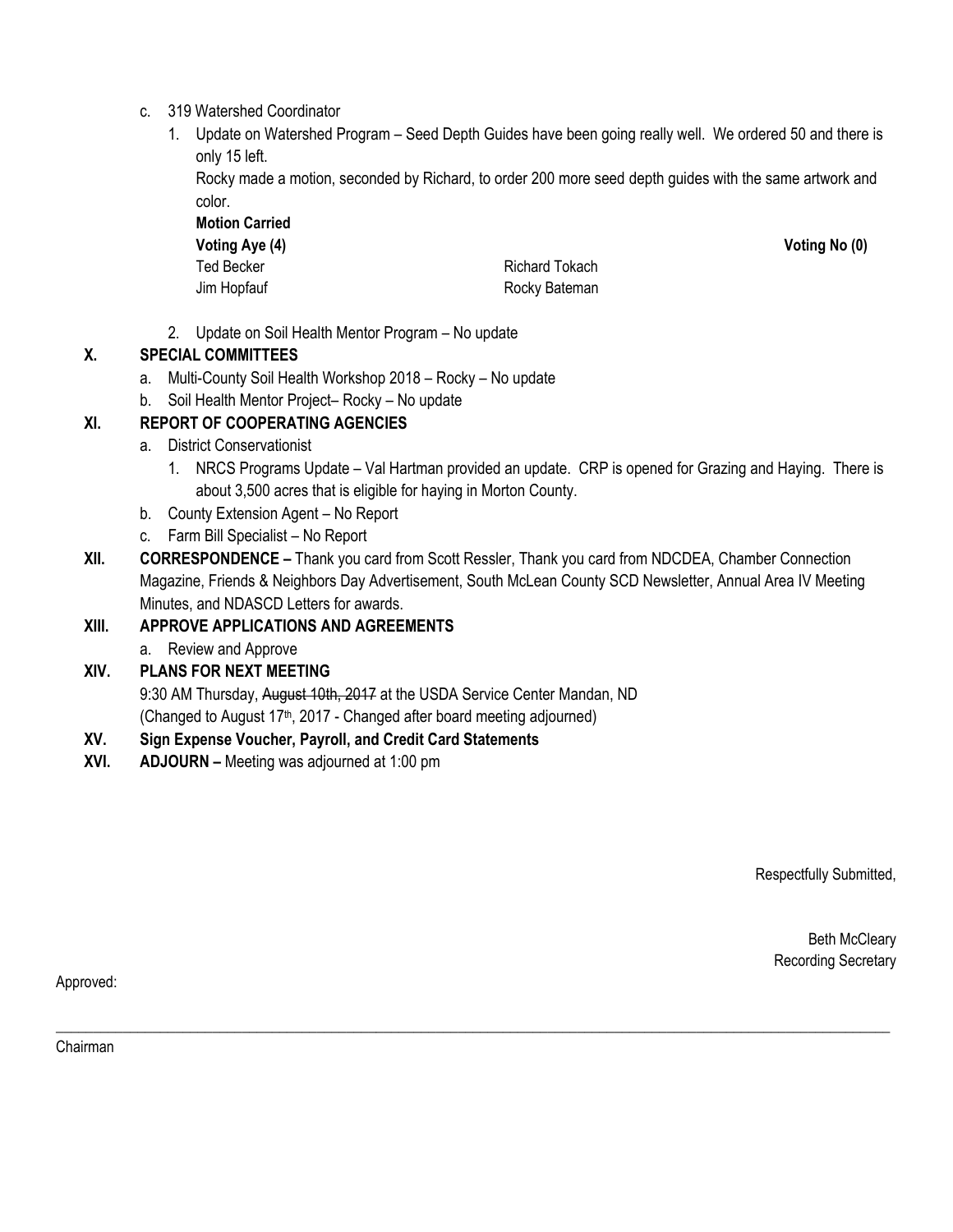c. 319 Watershed Coordinator

1. Update on Watershed Program – Seed Depth Guides have been going really well. We ordered 50 and there is only 15 left.

   Rocky made a motion, seconded by Richard, to order 200 more seed depth guides with the same artwork and color.

   **Motion Carried**

   **Voting Aye (4)** **Voting No (0)**

   Ted Becker Richard Tokach
   Jim Hopfauf Rocky Bateman

2. Update on Soil Health Mentor Program – No update

## X. SPECIAL COMMITTEES

a. Multi-County Soil Health Workshop 2018 – Rocky – No update

b. Soil Health Mentor Project– Rocky – No update

## XI. REPORT OF COOPERATING AGENCIES

a. District Conservationist

   1. NRCS Programs Update – Val Hartman provided an update. CRP is opened for Grazing and Haying. There is about 3,500 acres that is eligible for haying in Morton County.

b. County Extension Agent – No Report

c. Farm Bill Specialist – No Report

## XII. CORRESPONDENCE –

Thank you card from Scott Ressler, Thank you card from NDCDEA, Chamber Connection Magazine, Friends & Neighbors Day Advertisement, South McLean County SCD Newsletter, Annual Area IV Meeting Minutes, and NDASCD Letters for awards.

## XIII. APPROVE APPLICATIONS AND AGREEMENTS

a. Review and Approve

## XIV. PLANS FOR NEXT MEETING

9:30 AM Thursday, ~~August 10th, 2017~~ at the USDA Service Center Mandan, ND
(Changed to August 17th, 2017 - Changed after board meeting adjourned)

## XV. Sign Expense Voucher, Payroll, and Credit Card Statements

## XVI. ADJOURN –

Meeting was adjourned at 1:00 pm

Respectfully Submitted,

Beth McCleary
Recording Secretary

Approved:

\_\_\_\_\_\_\_\_\_\_\_\_\_\_\_\_\_\_\_\_\_\_\_\_\_\_\_\_\_\_\_\_\_\_\_\_\_\_\_\_\_\_\_\_\_\_\_\_

Chairman